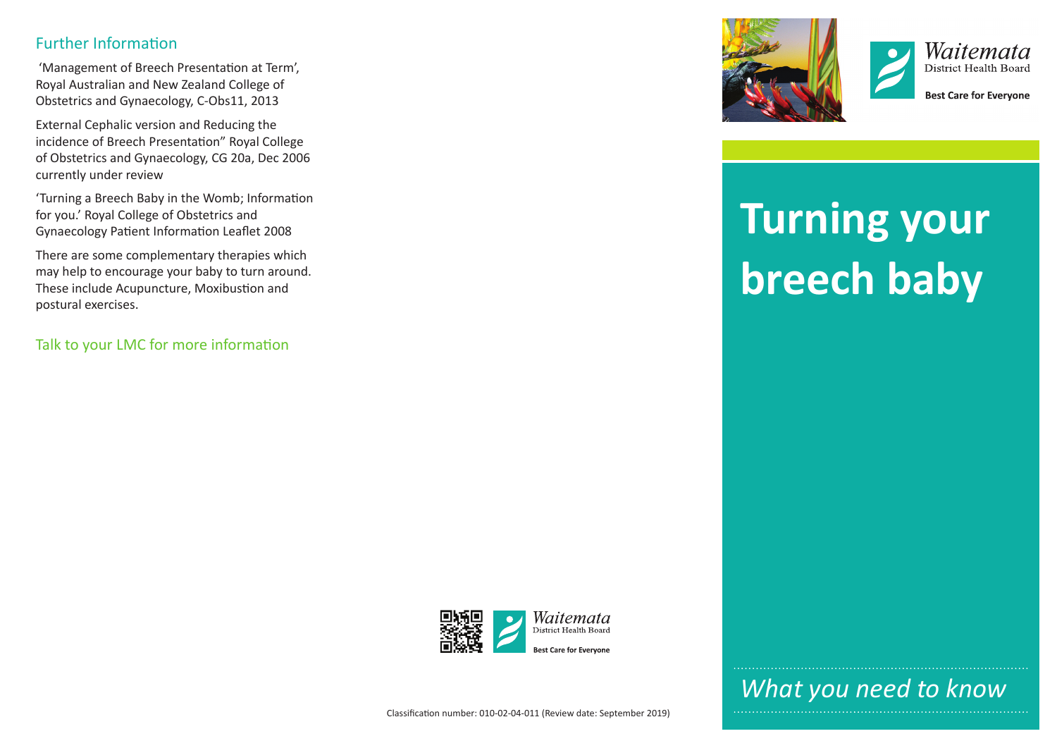## Further Information

'Management of Breech Presentation at Term', Royal Australian and New Zealand College of Obstetrics and Gynaecology, C-Obs11, 2013

External Cephalic version and Reducing the incidence of Breech Presentation" Royal College of Obstetrics and Gynaecology, CG 20a, Dec 2006 currently under review

'Turning a Breech Baby in the Womb; Information for you.' Royal College of Obstetrics and Gynaecology Patient Information Leaflet 2008

There are some complementary therapies which may help to encourage your baby to turn around. These include Acupuncture, Moxibustion and postural exercises.

Talk to your LMC for more information

Waitemata District Health Board

Best Care for Everyone

Classification number: 010-02-04-011 (Review date: September 2019)

Waitemata District Health Board

Best Care for Everyone

# Turning your breech baby

*What you need to know*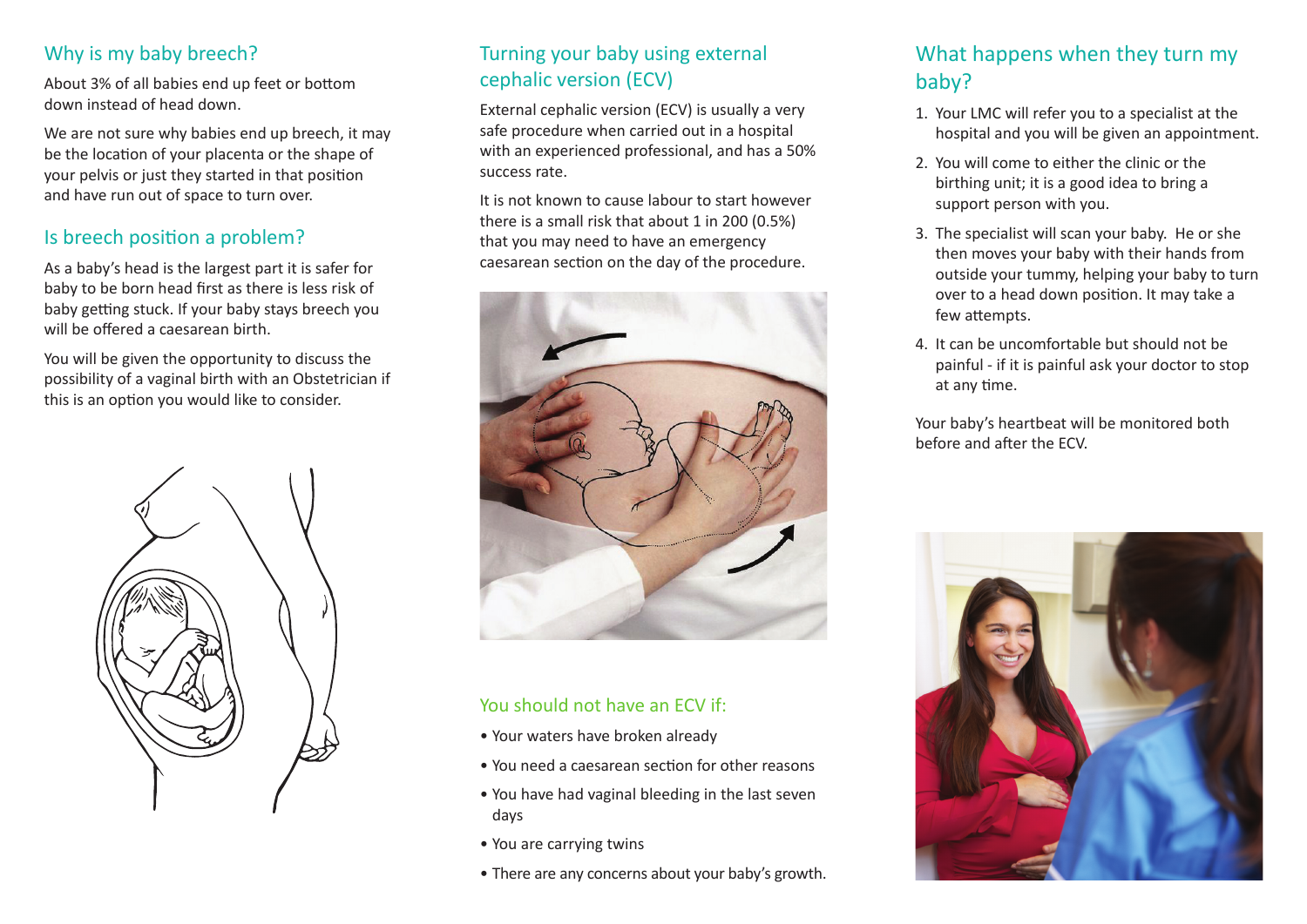## Why is my baby breech?

About 3% of all babies end up feet or bottom down instead of head down.

We are not sure why babies end up breech, it may be the location of your placenta or the shape of your pelvis or just they started in that position and have run out of space to turn over.

## Is breech position a problem?

As a baby's head is the largest part it is safer for baby to be born head first as there is less risk of baby getting stuck. If your baby stays breech you will be offered a caesarean birth.

You will be given the opportunity to discuss the possibility of a vaginal birth with an Obstetrician if this is an option you would like to consider.

## Turning your baby using external cephalic version (ECV)

External cephalic version (ECV) is usually a very safe procedure when carried out in a hospital with an experienced professional, and has a 50% success rate.

It is not known to cause labour to start however there is a small risk that about 1 in 200 (0.5%) that you may need to have an emergency caesarean section on the day of the procedure.

## You should not have an ECV if:

- Your waters have broken already
- You need a caesarean section for other reasons
- You have had vaginal bleeding in the last seven days
- You are carrying twins
- There are any concerns about your baby's growth.

## What happens when they turn my baby?

1. Your LMC will refer you to a specialist at the hospital and you will be given an appointment.
2. You will come to either the clinic or the birthing unit; it is a good idea to bring a support person with you.
3. The specialist will scan your baby. He or she then moves your baby with their hands from outside your tummy, helping your baby to turn over to a head down position. It may take a few attempts.
4. It can be uncomfortable but should not be painful - if it is painful ask your doctor to stop at any time.

Your baby's heartbeat will be monitored both before and after the ECV.